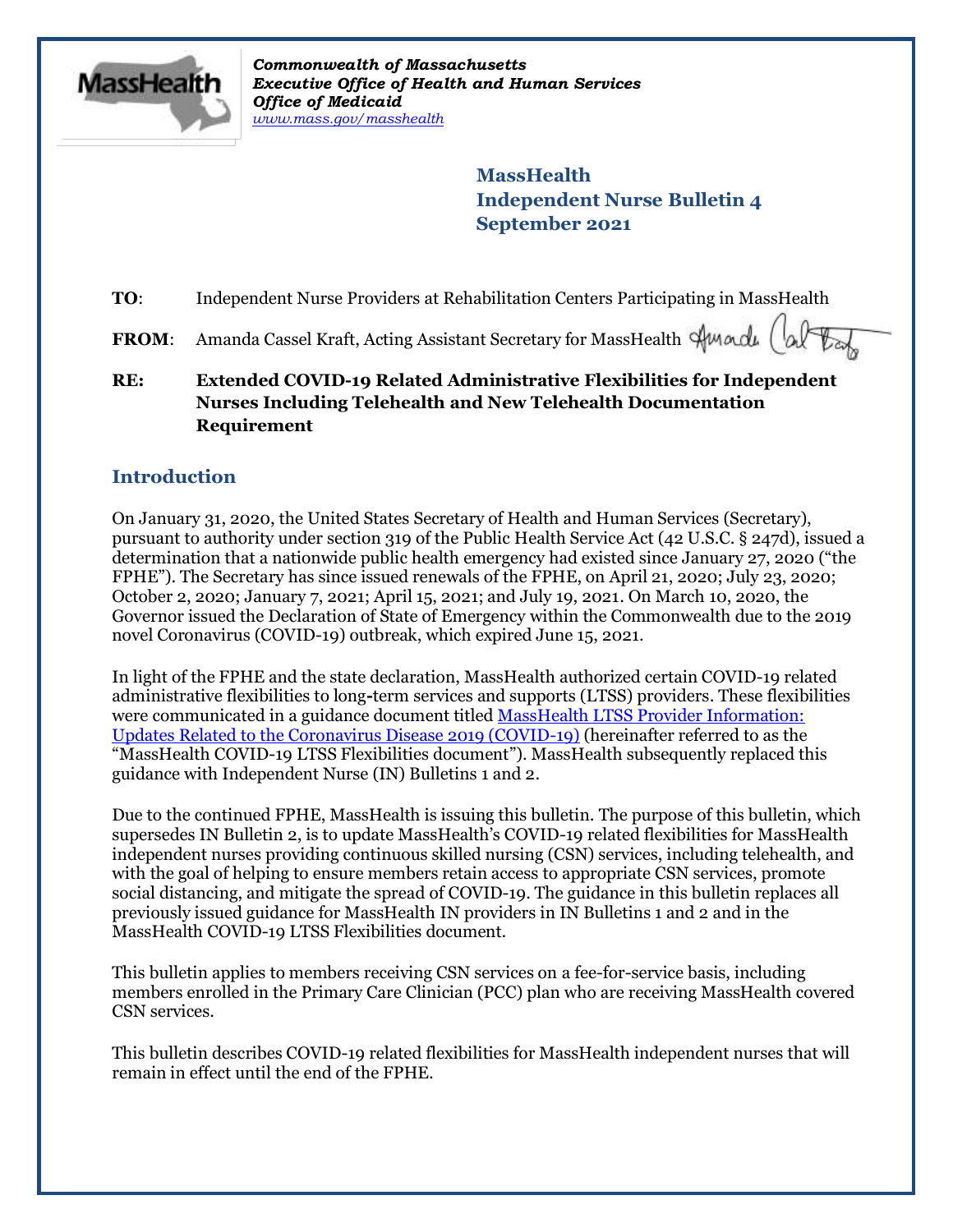*Commonwealth of Massachusetts*
***Executive Office of Health and Human Services***
***Office of Medicaid***
*www.mass.gov/masshealth*

**MassHealth**
**Independent Nurse Bulletin 4**
**September 2021**

**TO**: Independent Nurse Providers at Rehabilitation Centers Participating in MassHealth

**FROM**: Amanda Cassel Kraft, Acting Assistant Secretary for MassHealth

**RE: Extended COVID-19 Related Administrative Flexibilities for Independent Nurses Including Telehealth and New Telehealth Documentation Requirement**

## Introduction

On January 31, 2020, the United States Secretary of Health and Human Services (Secretary), pursuant to authority under section 319 of the Public Health Service Act (42 U.S.C. § 247d), issued a determination that a nationwide public health emergency had existed since January 27, 2020 ("the FPHE"). The Secretary has since issued renewals of the FPHE, on April 21, 2020; July 23, 2020; October 2, 2020; January 7, 2021; April 15, 2021; and July 19, 2021. On March 10, 2020, the Governor issued the Declaration of State of Emergency within the Commonwealth due to the 2019 novel Coronavirus (COVID-19) outbreak, which expired June 15, 2021.

In light of the FPHE and the state declaration, MassHealth authorized certain COVID-19 related administrative flexibilities to long-term services and supports (LTSS) providers. These flexibilities were communicated in a guidance document titled MassHealth LTSS Provider Information: Updates Related to the Coronavirus Disease 2019 (COVID-19) (hereinafter referred to as the "MassHealth COVID-19 LTSS Flexibilities document"). MassHealth subsequently replaced this guidance with Independent Nurse (IN) Bulletins 1 and 2.

Due to the continued FPHE, MassHealth is issuing this bulletin. The purpose of this bulletin, which supersedes IN Bulletin 2, is to update MassHealth's COVID-19 related flexibilities for MassHealth independent nurses providing continuous skilled nursing (CSN) services, including telehealth, and with the goal of helping to ensure members retain access to appropriate CSN services, promote social distancing, and mitigate the spread of COVID-19. The guidance in this bulletin replaces all previously issued guidance for MassHealth IN providers in IN Bulletins 1 and 2 and in the MassHealth COVID-19 LTSS Flexibilities document.

This bulletin applies to members receiving CSN services on a fee-for-service basis, including members enrolled in the Primary Care Clinician (PCC) plan who are receiving MassHealth covered CSN services.

This bulletin describes COVID-19 related flexibilities for MassHealth independent nurses that will remain in effect until the end of the FPHE.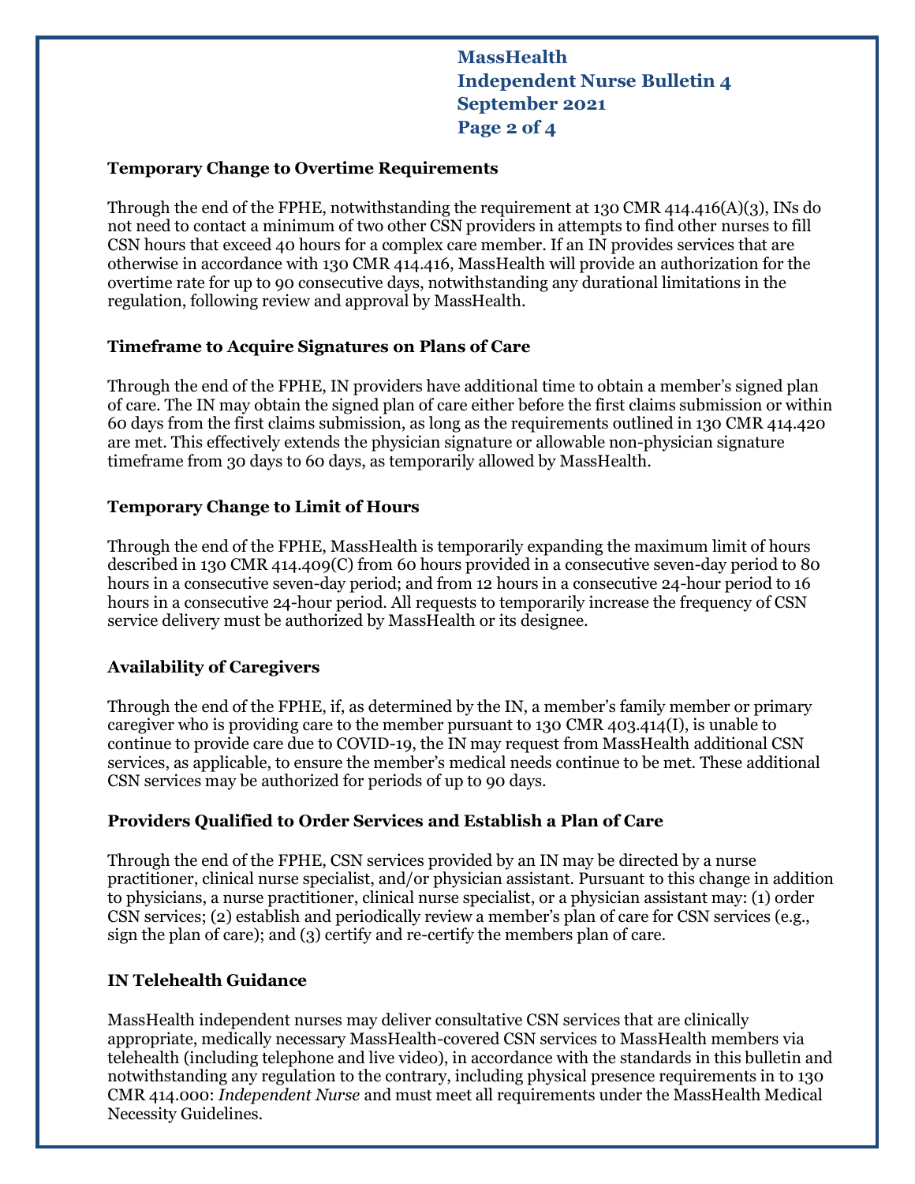### Temporary Change to Overtime Requirements

Through the end of the FPHE, notwithstanding the requirement at 130 CMR 414.416(A)(3), INs do not need to contact a minimum of two other CSN providers in attempts to find other nurses to fill CSN hours that exceed 40 hours for a complex care member. If an IN provides services that are otherwise in accordance with 130 CMR 414.416, MassHealth will provide an authorization for the overtime rate for up to 90 consecutive days, notwithstanding any durational limitations in the regulation, following review and approval by MassHealth.

### Timeframe to Acquire Signatures on Plans of Care

Through the end of the FPHE, IN providers have additional time to obtain a member's signed plan of care. The IN may obtain the signed plan of care either before the first claims submission or within 60 days from the first claims submission, as long as the requirements outlined in 130 CMR 414.420 are met. This effectively extends the physician signature or allowable non-physician signature timeframe from 30 days to 60 days, as temporarily allowed by MassHealth.

### Temporary Change to Limit of Hours

Through the end of the FPHE, MassHealth is temporarily expanding the maximum limit of hours described in 130 CMR 414.409(C) from 60 hours provided in a consecutive seven-day period to 80 hours in a consecutive seven-day period; and from 12 hours in a consecutive 24-hour period to 16 hours in a consecutive 24-hour period. All requests to temporarily increase the frequency of CSN service delivery must be authorized by MassHealth or its designee.

### Availability of Caregivers

Through the end of the FPHE, if, as determined by the IN, a member's family member or primary caregiver who is providing care to the member pursuant to 130 CMR 403.414(I), is unable to continue to provide care due to COVID-19, the IN may request from MassHealth additional CSN services, as applicable, to ensure the member's medical needs continue to be met. These additional CSN services may be authorized for periods of up to 90 days.

### Providers Qualified to Order Services and Establish a Plan of Care

Through the end of the FPHE, CSN services provided by an IN may be directed by a nurse practitioner, clinical nurse specialist, and/or physician assistant. Pursuant to this change in addition to physicians, a nurse practitioner, clinical nurse specialist, or a physician assistant may: (1) order CSN services; (2) establish and periodically review a member's plan of care for CSN services (e.g., sign the plan of care); and (3) certify and re-certify the members plan of care.

### IN Telehealth Guidance

MassHealth independent nurses may deliver consultative CSN services that are clinically appropriate, medically necessary MassHealth-covered CSN services to MassHealth members via telehealth (including telephone and live video), in accordance with the standards in this bulletin and notwithstanding any regulation to the contrary, including physical presence requirements in to 130 CMR 414.000: *Independent Nurse* and must meet all requirements under the MassHealth Medical Necessity Guidelines.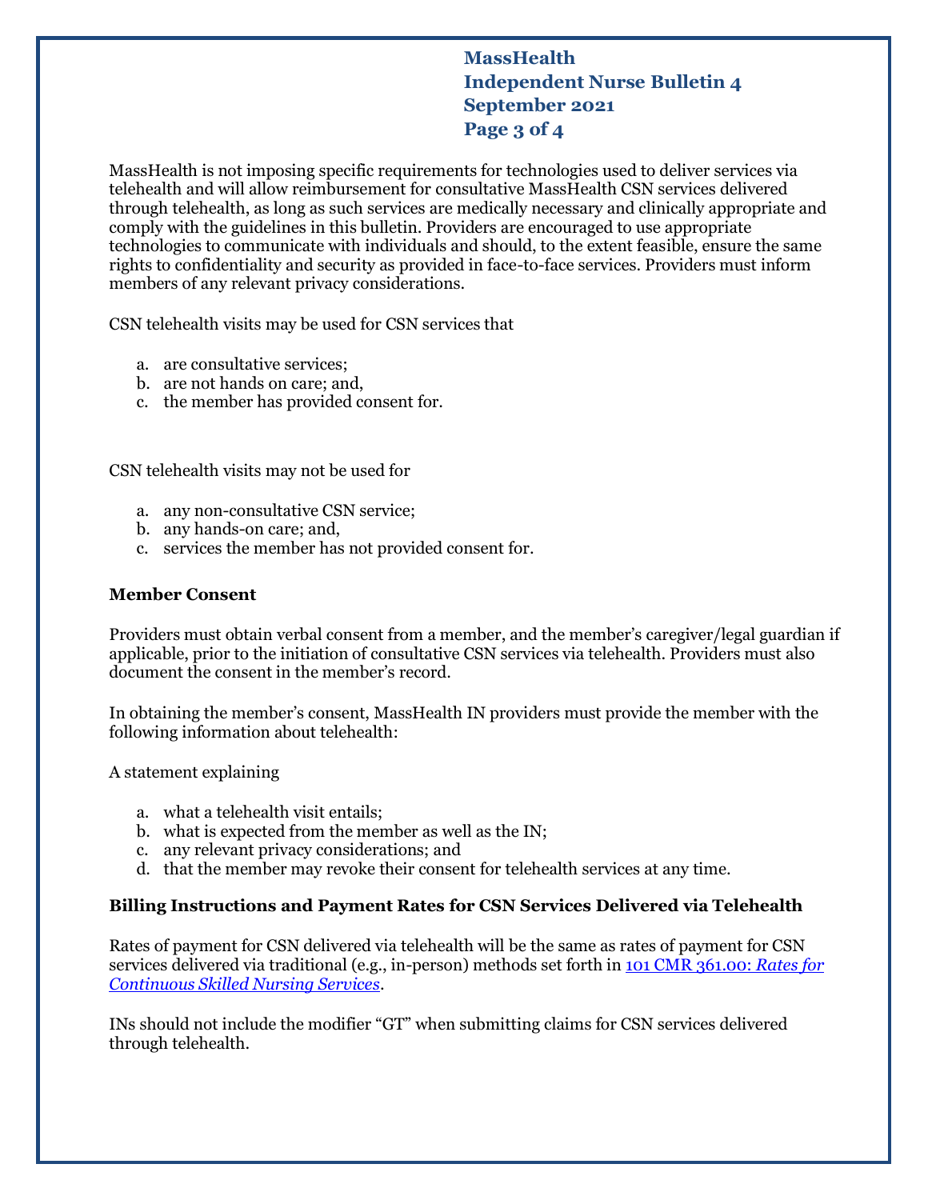MassHealth is not imposing specific requirements for technologies used to deliver services via telehealth and will allow reimbursement for consultative MassHealth CSN services delivered through telehealth, as long as such services are medically necessary and clinically appropriate and comply with the guidelines in this bulletin. Providers are encouraged to use appropriate technologies to communicate with individuals and should, to the extent feasible, ensure the same rights to confidentiality and security as provided in face-to-face services. Providers must inform members of any relevant privacy considerations.

CSN telehealth visits may be used for CSN services that

a. are consultative services;
b. are not hands on care; and,
c. the member has provided consent for.

CSN telehealth visits may not be used for

a. any non-consultative CSN service;
b. any hands-on care; and,
c. services the member has not provided consent for.

### Member Consent

Providers must obtain verbal consent from a member, and the member's caregiver/legal guardian if applicable, prior to the initiation of consultative CSN services via telehealth. Providers must also document the consent in the member's record.

In obtaining the member's consent, MassHealth IN providers must provide the member with the following information about telehealth:

A statement explaining

a. what a telehealth visit entails;
b. what is expected from the member as well as the IN;
c. any relevant privacy considerations; and
d. that the member may revoke their consent for telehealth services at any time.

### Billing Instructions and Payment Rates for CSN Services Delivered via Telehealth

Rates of payment for CSN delivered via telehealth will be the same as rates of payment for CSN services delivered via traditional (e.g., in-person) methods set forth in 101 CMR 361.00: *Rates for Continuous Skilled Nursing Services*.

INs should not include the modifier "GT" when submitting claims for CSN services delivered through telehealth.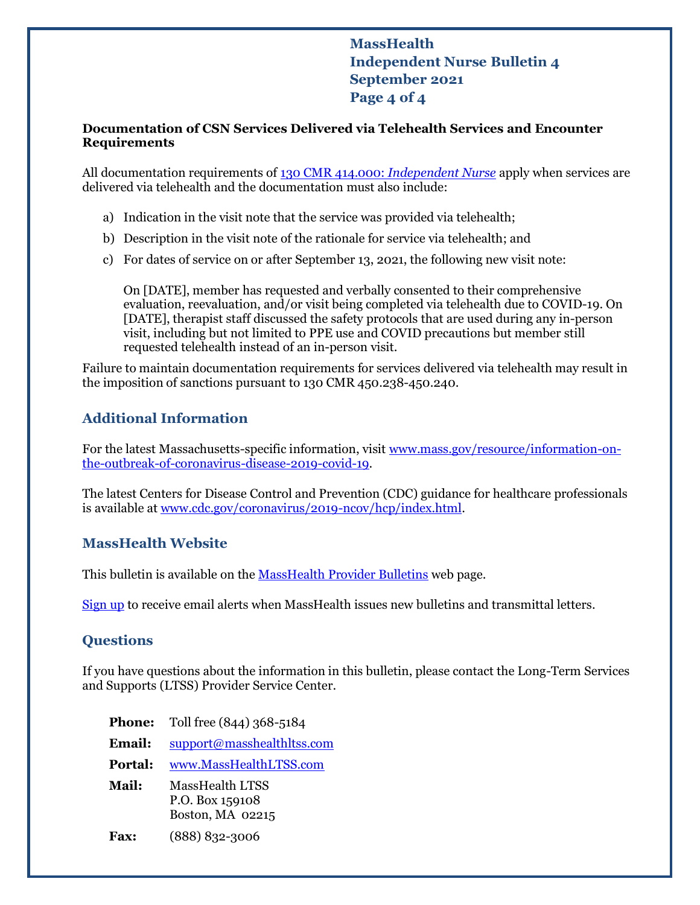**Documentation of CSN Services Delivered via Telehealth Services and Encounter Requirements**

All documentation requirements of [130 CMR 414.000: *Independent Nurse*] apply when services are delivered via telehealth and the documentation must also include:

a) Indication in the visit note that the service was provided via telehealth;

b) Description in the visit note of the rationale for service via telehealth; and

c) For dates of service on or after September 13, 2021, the following new visit note:

    On [DATE], member has requested and verbally consented to their comprehensive evaluation, reevaluation, and/or visit being completed via telehealth due to COVID-19. On [DATE], therapist staff discussed the safety protocols that are used during any in-person visit, including but not limited to PPE use and COVID precautions but member still requested telehealth instead of an in-person visit.

Failure to maintain documentation requirements for services delivered via telehealth may result in the imposition of sanctions pursuant to 130 CMR 450.238-450.240.

## Additional Information

For the latest Massachusetts-specific information, visit www.mass.gov/resource/information-on-the-outbreak-of-coronavirus-disease-2019-covid-19.

The latest Centers for Disease Control and Prevention (CDC) guidance for healthcare professionals is available at www.cdc.gov/coronavirus/2019-ncov/hcp/index.html.

## MassHealth Website

This bulletin is available on the MassHealth Provider Bulletins web page.

Sign up to receive email alerts when MassHealth issues new bulletins and transmittal letters.

## Questions

If you have questions about the information in this bulletin, please contact the Long-Term Services and Supports (LTSS) Provider Service Center.

| | |
|---|---|
| **Phone:** | Toll free (844) 368-5184 |
| **Email:** | support@masshealthltss.com |
| **Portal:** | www.MassHealthLTSS.com |
| **Mail:** | MassHealth LTSS<br>P.O. Box 159108<br>Boston, MA 02215 |
| **Fax:** | (888) 832-3006 |